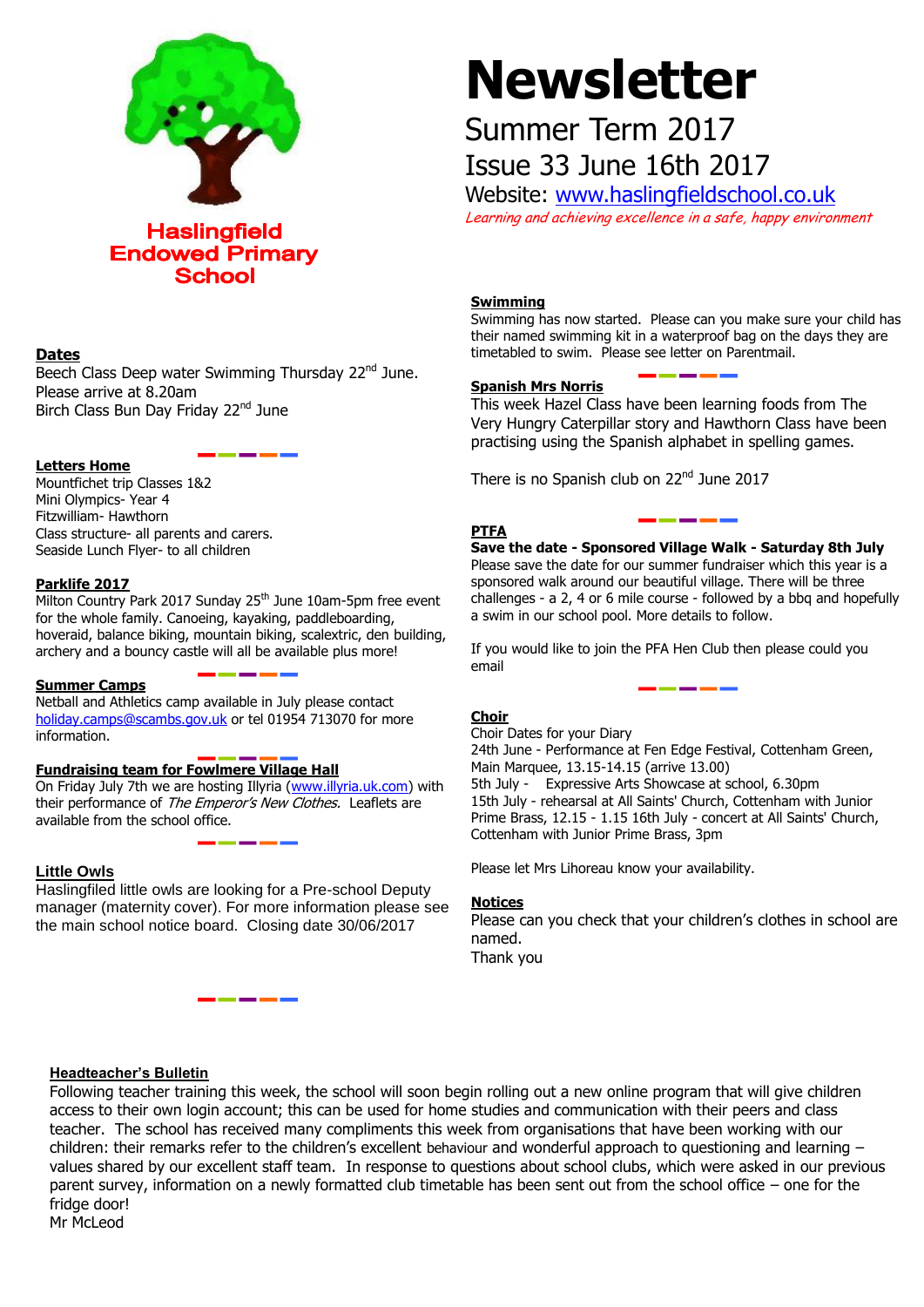# Haslingfield Endowed Primary School

# Newsletter

## Summer Term 2017

## Issue 33 June 16th 2017

Website: www.haslingfieldschool.co.uk

*Learning and achieving excellence in a safe, happy environment*

### Dates

Beech Class Deep water Swimming Thursday 22nd June. Please arrive at 8.20am

Birch Class Bun Day Friday 22nd June

### Letters Home

Mountfichet trip Classes 1&2

Mini Olympics- Year 4

Fitzwilliam- Hawthorn

Class structure- all parents and carers.

Seaside Lunch Flyer- to all children

### Parklife 2017

Milton Country Park 2017 Sunday 25th June 10am-5pm free event for the whole family. Canoeing, kayaking, paddleboarding, hoveraid, balance biking, mountain biking, scalextric, den building, archery and a bouncy castle will all be available plus more!

### Summer Camps

Netball and Athletics camp available in July please contact holiday.camps@scambs.gov.uk or tel 01954 713070 for more information.

### Fundraising team for Fowlmere Village Hall

On Friday July 7th we are hosting Illyria (www.illyria.uk.com) with their performance of *The Emperor's New Clothes.* Leaflets are available from the school office.

### Little Owls

Haslingfiled little owls are looking for a Pre-school Deputy manager (maternity cover). For more information please see the main school notice board. Closing date 30/06/2017

### Swimming

Swimming has now started. Please can you make sure your child has their named swimming kit in a waterproof bag on the days they are timetabled to swim. Please see letter on Parentmail.

### Spanish Mrs Norris

This week Hazel Class have been learning foods from The Very Hungry Caterpillar story and Hawthorn Class have been practising using the Spanish alphabet in spelling games.

There is no Spanish club on 22nd June 2017

### PTFA

**Save the date - Sponsored Village Walk - Saturday 8th July**

Please save the date for our summer fundraiser which this year is a sponsored walk around our beautiful village. There will be three challenges - a 2, 4 or 6 mile course - followed by a bbq and hopefully a swim in our school pool. More details to follow.

If you would like to join the PFA Hen Club then please could you email

### Choir

Choir Dates for your Diary

24th June - Performance at Fen Edge Festival, Cottenham Green, Main Marquee, 13.15-14.15 (arrive 13.00)

5th July - Expressive Arts Showcase at school, 6.30pm

15th July - rehearsal at All Saints' Church, Cottenham with Junior Prime Brass, 12.15 - 1.15 16th July - concert at All Saints' Church, Cottenham with Junior Prime Brass, 3pm

Please let Mrs Lihoreau know your availability.

### Notices

Please can you check that your children's clothes in school are named.

Thank you

### Headteacher's Bulletin

Following teacher training this week, the school will soon begin rolling out a new online program that will give children access to their own login account; this can be used for home studies and communication with their peers and class teacher. The school has received many compliments this week from organisations that have been working with our children: their remarks refer to the children's excellent behaviour and wonderful approach to questioning and learning – values shared by our excellent staff team. In response to questions about school clubs, which were asked in our previous parent survey, information on a newly formatted club timetable has been sent out from the school office – one for the fridge door!

Mr McLeod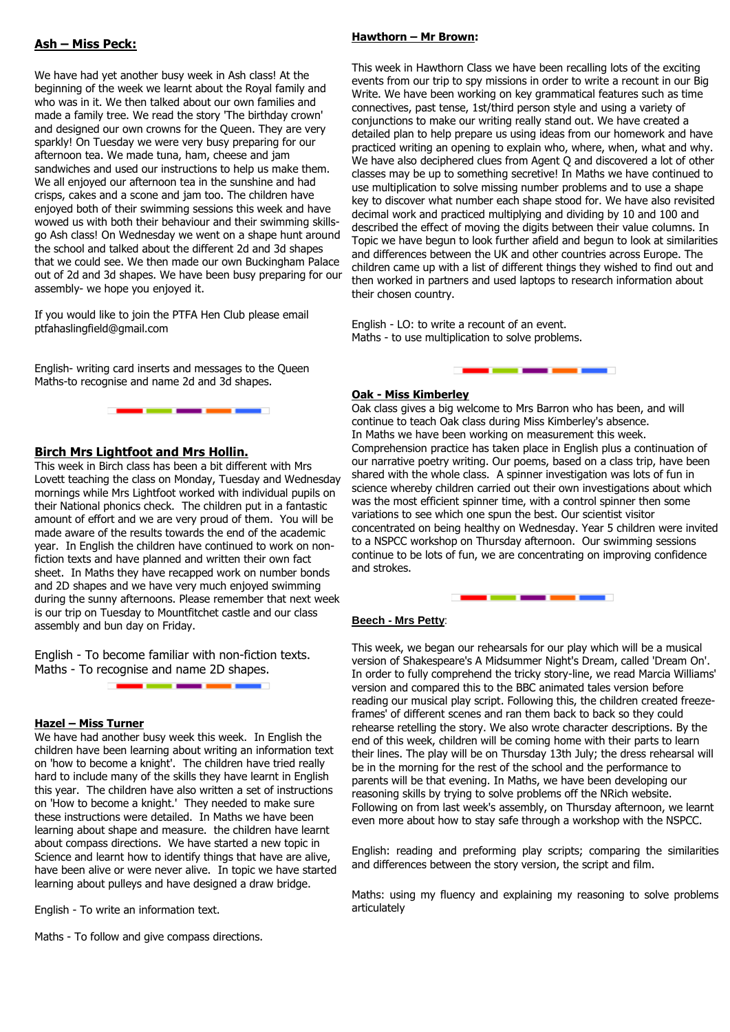## Ash – Miss Peck:

We have had yet another busy week in Ash class! At the beginning of the week we learnt about the Royal family and who was in it. We then talked about our own families and made a family tree. We read the story 'The birthday crown' and designed our own crowns for the Queen. They are very sparkly! On Tuesday we were very busy preparing for our afternoon tea. We made tuna, ham, cheese and jam sandwiches and used our instructions to help us make them. We all enjoyed our afternoon tea in the sunshine and had crisps, cakes and a scone and jam too. The children have enjoyed both of their swimming sessions this week and have wowed us with both their behaviour and their swimming skills- go Ash class! On Wednesday we went on a shape hunt around the school and talked about the different 2d and 3d shapes that we could see. We then made our own Buckingham Palace out of 2d and 3d shapes. We have been busy preparing for our assembly- we hope you enjoyed it.

If you would like to join the PTFA Hen Club please email ptfahaslingfield@gmail.com

English- writing card inserts and messages to the Queen
Maths-to recognise and name 2d and 3d shapes.

## Birch Mrs Lightfoot and Mrs Hollin.

This week in Birch class has been a bit different with Mrs Lovett teaching the class on Monday, Tuesday and Wednesday mornings while Mrs Lightfoot worked with individual pupils on their National phonics check. The children put in a fantastic amount of effort and we are very proud of them. You will be made aware of the results towards the end of the academic year. In English the children have continued to work on non-fiction texts and have planned and written their own fact sheet. In Maths they have recapped work on number bonds and 2D shapes and we have very much enjoyed swimming during the sunny afternoons. Please remember that next week is our trip on Tuesday to Mountfitchet castle and our class assembly and bun day on Friday.

English - To become familiar with non-fiction texts.
Maths - To recognise and name 2D shapes.

## Hazel – Miss Turner

We have had another busy week this week. In English the children have been learning about writing an information text on 'how to become a knight'. The children have tried really hard to include many of the skills they have learnt in English this year. The children have also written a set of instructions on 'How to become a knight.' They needed to make sure these instructions were detailed. In Maths we have been learning about shape and measure. the children have learnt about compass directions. We have started a new topic in Science and learnt how to identify things that have are alive, have been alive or were never alive. In topic we have started learning about pulleys and have designed a draw bridge.

English - To write an information text.

Maths - To follow and give compass directions.

## Hawthorn – Mr Brown:

This week in Hawthorn Class we have been recalling lots of the exciting events from our trip to spy missions in order to write a recount in our Big Write. We have been working on key grammatical features such as time connectives, past tense, 1st/third person style and using a variety of conjunctions to make our writing really stand out. We have created a detailed plan to help prepare us using ideas from our homework and have practiced writing an opening to explain who, where, when, what and why. We have also deciphered clues from Agent Q and discovered a lot of other classes may be up to something secretive! In Maths we have continued to use multiplication to solve missing number problems and to use a shape key to discover what number each shape stood for. We have also revisited decimal work and practiced multiplying and dividing by 10 and 100 and described the effect of moving the digits between their value columns. In Topic we have begun to look further afield and begun to look at similarities and differences between the UK and other countries across Europe. The children came up with a list of different things they wished to find out and then worked in partners and used laptops to research information about their chosen country.

English - LO: to write a recount of an event.
Maths - to use multiplication to solve problems.

## Oak - Miss Kimberley

Oak class gives a big welcome to Mrs Barron who has been, and will continue to teach Oak class during Miss Kimberley's absence.
In Maths we have been working on measurement this week. Comprehension practice has taken place in English plus a continuation of our narrative poetry writing. Our poems, based on a class trip, have been shared with the whole class. A spinner investigation was lots of fun in science whereby children carried out their own investigations about which was the most efficient spinner time, with a control spinner then some variations to see which one spun the best. Our scientist visitor concentrated on being healthy on Wednesday. Year 5 children were invited to a NSPCC workshop on Thursday afternoon. Our swimming sessions continue to be lots of fun, we are concentrating on improving confidence and strokes.

## Beech - Mrs Petty:

This week, we began our rehearsals for our play which will be a musical version of Shakespeare's A Midsummer Night's Dream, called 'Dream On'. In order to fully comprehend the tricky story-line, we read Marcia Williams' version and compared this to the BBC animated tales version before reading our musical play script. Following this, the children created freeze-frames' of different scenes and ran them back to back so they could rehearse retelling the story. We also wrote character descriptions. By the end of this week, children will be coming home with their parts to learn their lines. The play will be on Thursday 13th July; the dress rehearsal will be in the morning for the rest of the school and the performance to parents will be that evening. In Maths, we have been developing our reasoning skills by trying to solve problems off the NRich website. Following on from last week's assembly, on Thursday afternoon, we learnt even more about how to stay safe through a workshop with the NSPCC.

English: reading and preforming play scripts; comparing the similarities and differences between the story version, the script and film.

Maths: using my fluency and explaining my reasoning to solve problems articulately